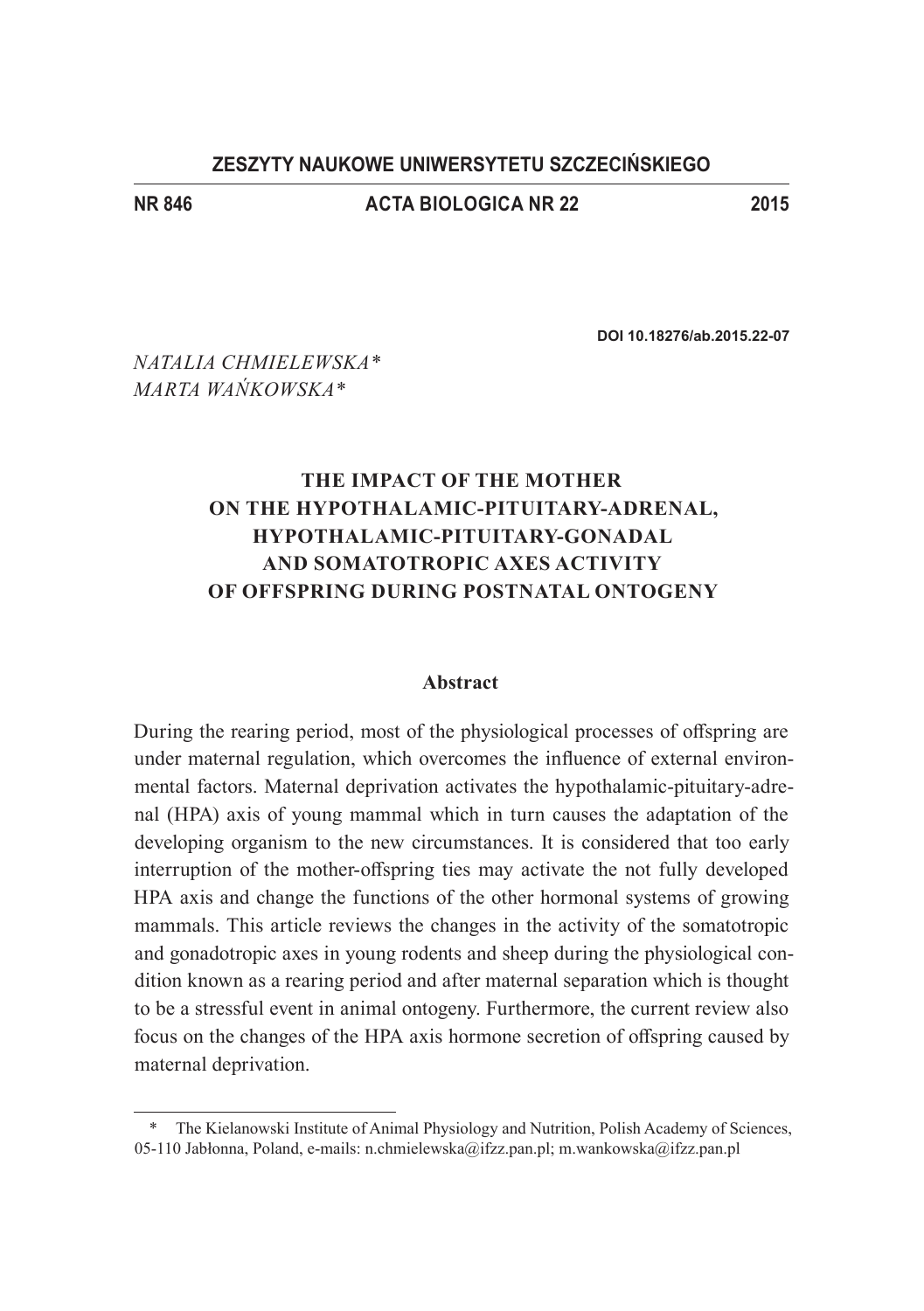**ZESZYTY NAUKOWE UNIWERSYTETU SZCZECIŃSKIEGO**

**NR 846 ACTA BIOLOGICA NR 22 2015**

**DOI 10.18276/ab.2015.22-07**

*NATALIA CHMIELEWSKA\**
*MARTA WAŃKOWSKA\**

# THE IMPACT OF THE MOTHER ON THE HYPOTHALAMIC-PITUITARY-ADRENAL, HYPOTHALAMIC-PITUITARY-GONADAL AND SOMATOTROPIC AXES ACTIVITY OF OFFSPRING DURING POSTNATAL ONTOGENY

## Abstract

During the rearing period, most of the physiological processes of offspring are under maternal regulation, which overcomes the influence of external environmental factors. Maternal deprivation activates the hypothalamic-pituitary-adrenal (HPA) axis of young mammal which in turn causes the adaptation of the developing organism to the new circumstances. It is considered that too early interruption of the mother-offspring ties may activate the not fully developed HPA axis and change the functions of the other hormonal systems of growing mammals. This article reviews the changes in the activity of the somatotropic and gonadotropic axes in young rodents and sheep during the physiological condition known as a rearing period and after maternal separation which is thought to be a stressful event in animal ontogeny. Furthermore, the current review also focus on the changes of the HPA axis hormone secretion of offspring caused by maternal deprivation.

---

\* The Kielanowski Institute of Animal Physiology and Nutrition, Polish Academy of Sciences, 05-110 Jabłonna, Poland, e-mails: n.chmielewska@ifzz.pan.pl; m.wankowska@ifzz.pan.pl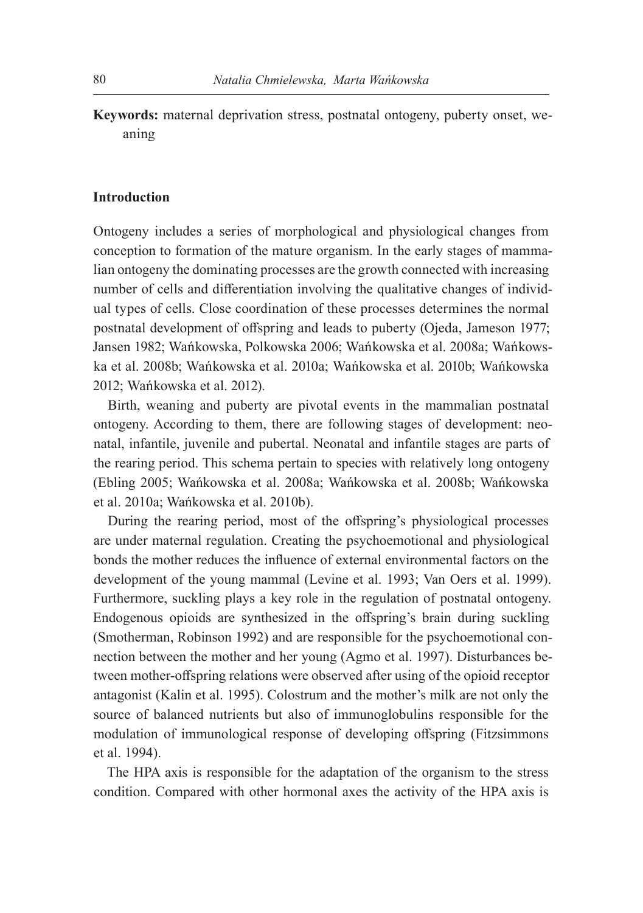**Keywords:** maternal deprivation stress, postnatal ontogeny, puberty onset, weaning

## Introduction

Ontogeny includes a series of morphological and physiological changes from conception to formation of the mature organism. In the early stages of mammalian ontogeny the dominating processes are the growth connected with increasing number of cells and differentiation involving the qualitative changes of individual types of cells. Close coordination of these processes determines the normal postnatal development of offspring and leads to puberty (Ojeda, Jameson 1977; Jansen 1982; Wańkowska, Polkowska 2006; Wańkowska et al. 2008a; Wańkowska et al. 2008b; Wańkowska et al. 2010a; Wańkowska et al. 2010b; Wańkowska 2012; Wańkowska et al. 2012).

Birth, weaning and puberty are pivotal events in the mammalian postnatal ontogeny. According to them, there are following stages of development: neonatal, infantile, juvenile and pubertal. Neonatal and infantile stages are parts of the rearing period. This schema pertain to species with relatively long ontogeny (Ebling 2005; Wańkowska et al. 2008a; Wańkowska et al. 2008b; Wańkowska et al. 2010a; Wańkowska et al. 2010b).

During the rearing period, most of the offspring's physiological processes are under maternal regulation. Creating the psychoemotional and physiological bonds the mother reduces the influence of external environmental factors on the development of the young mammal (Levine et al. 1993; Van Oers et al. 1999). Furthermore, suckling plays a key role in the regulation of postnatal ontogeny. Endogenous opioids are synthesized in the offspring's brain during suckling (Smotherman, Robinson 1992) and are responsible for the psychoemotional connection between the mother and her young (Agmo et al. 1997). Disturbances between mother-offspring relations were observed after using of the opioid receptor antagonist (Kalin et al. 1995). Colostrum and the mother's milk are not only the source of balanced nutrients but also of immunoglobulins responsible for the modulation of immunological response of developing offspring (Fitzsimmons et al. 1994).

The HPA axis is responsible for the adaptation of the organism to the stress condition. Compared with other hormonal axes the activity of the HPA axis is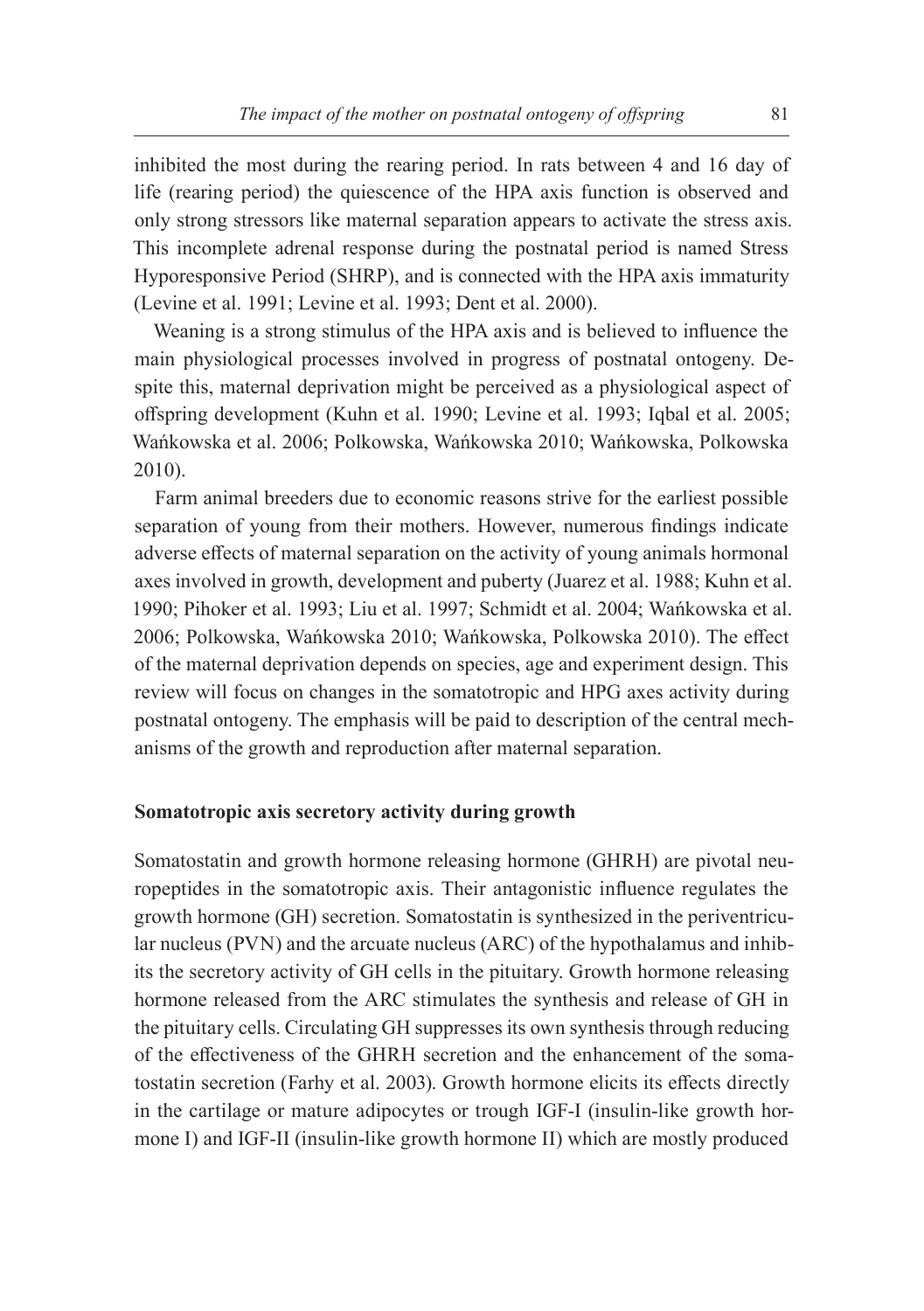inhibited the most during the rearing period. In rats between 4 and 16 day of life (rearing period) the quiescence of the HPA axis function is observed and only strong stressors like maternal separation appears to activate the stress axis. This incomplete adrenal response during the postnatal period is named Stress Hyporesponsive Period (SHRP), and is connected with the HPA axis immaturity (Levine et al. 1991; Levine et al. 1993; Dent et al. 2000).

Weaning is a strong stimulus of the HPA axis and is believed to influence the main physiological processes involved in progress of postnatal ontogeny. Despite this, maternal deprivation might be perceived as a physiological aspect of offspring development (Kuhn et al. 1990; Levine et al. 1993; Iqbal et al. 2005; Wańkowska et al. 2006; Polkowska, Wańkowska 2010; Wańkowska, Polkowska 2010).

Farm animal breeders due to economic reasons strive for the earliest possible separation of young from their mothers. However, numerous findings indicate adverse effects of maternal separation on the activity of young animals hormonal axes involved in growth, development and puberty (Juarez et al. 1988; Kuhn et al. 1990; Pihoker et al. 1993; Liu et al. 1997; Schmidt et al. 2004; Wańkowska et al. 2006; Polkowska, Wańkowska 2010; Wańkowska, Polkowska 2010). The effect of the maternal deprivation depends on species, age and experiment design. This review will focus on changes in the somatotropic and HPG axes activity during postnatal ontogeny. The emphasis will be paid to description of the central mechanisms of the growth and reproduction after maternal separation.

## Somatotropic axis secretory activity during growth

Somatostatin and growth hormone releasing hormone (GHRH) are pivotal neuropeptides in the somatotropic axis. Their antagonistic influence regulates the growth hormone (GH) secretion. Somatostatin is synthesized in the periventricular nucleus (PVN) and the arcuate nucleus (ARC) of the hypothalamus and inhibits the secretory activity of GH cells in the pituitary. Growth hormone releasing hormone released from the ARC stimulates the synthesis and release of GH in the pituitary cells. Circulating GH suppresses its own synthesis through reducing of the effectiveness of the GHRH secretion and the enhancement of the somatostatin secretion (Farhy et al. 2003). Growth hormone elicits its effects directly in the cartilage or mature adipocytes or trough IGF-I (insulin-like growth hormone I) and IGF-II (insulin-like growth hormone II) which are mostly produced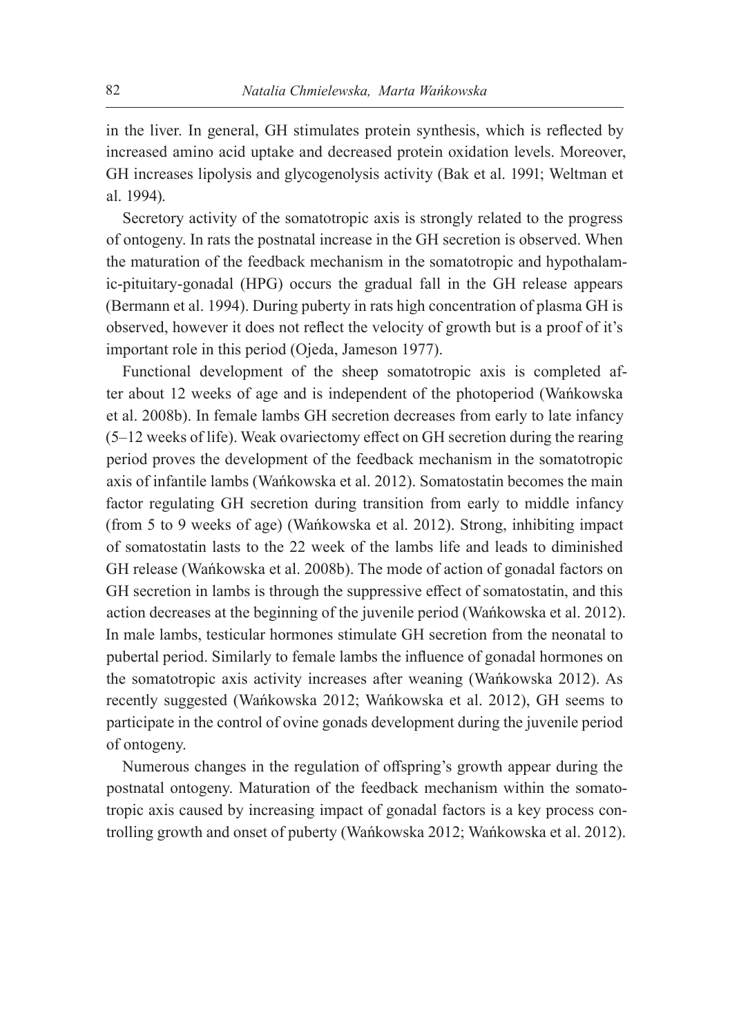in the liver. In general, GH stimulates protein synthesis, which is reflected by increased amino acid uptake and decreased protein oxidation levels. Moreover, GH increases lipolysis and glycogenolysis activity (Bak et al. 1991; Weltman et al. 1994).

Secretory activity of the somatotropic axis is strongly related to the progress of ontogeny. In rats the postnatal increase in the GH secretion is observed. When the maturation of the feedback mechanism in the somatotropic and hypothalamic-pituitary-gonadal (HPG) occurs the gradual fall in the GH release appears (Bermann et al. 1994). During puberty in rats high concentration of plasma GH is observed, however it does not reflect the velocity of growth but is a proof of it's important role in this period (Ojeda, Jameson 1977).

Functional development of the sheep somatotropic axis is completed after about 12 weeks of age and is independent of the photoperiod (Wańkowska et al. 2008b). In female lambs GH secretion decreases from early to late infancy (5–12 weeks of life). Weak ovariectomy effect on GH secretion during the rearing period proves the development of the feedback mechanism in the somatotropic axis of infantile lambs (Wańkowska et al. 2012). Somatostatin becomes the main factor regulating GH secretion during transition from early to middle infancy (from 5 to 9 weeks of age) (Wańkowska et al. 2012). Strong, inhibiting impact of somatostatin lasts to the 22 week of the lambs life and leads to diminished GH release (Wańkowska et al. 2008b). The mode of action of gonadal factors on GH secretion in lambs is through the suppressive effect of somatostatin, and this action decreases at the beginning of the juvenile period (Wańkowska et al. 2012). In male lambs, testicular hormones stimulate GH secretion from the neonatal to pubertal period. Similarly to female lambs the influence of gonadal hormones on the somatotropic axis activity increases after weaning (Wańkowska 2012). As recently suggested (Wańkowska 2012; Wańkowska et al. 2012), GH seems to participate in the control of ovine gonads development during the juvenile period of ontogeny.

Numerous changes in the regulation of offspring's growth appear during the postnatal ontogeny. Maturation of the feedback mechanism within the somatotropic axis caused by increasing impact of gonadal factors is a key process controlling growth and onset of puberty (Wańkowska 2012; Wańkowska et al. 2012).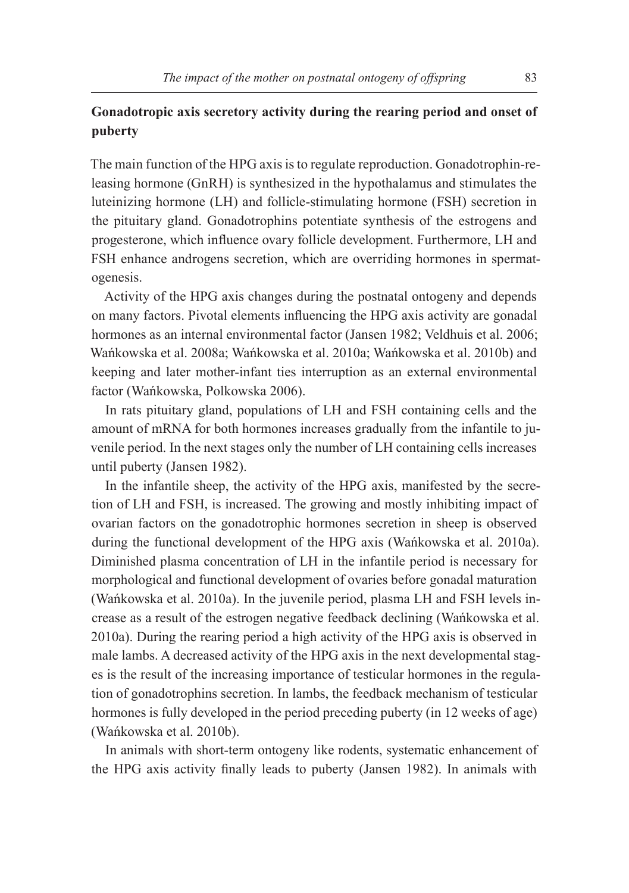**Gonadotropic axis secretory activity during the rearing period and onset of puberty**

The main function of the HPG axis is to regulate reproduction. Gonadotrophin-releasing hormone (GnRH) is synthesized in the hypothalamus and stimulates the luteinizing hormone (LH) and follicle-stimulating hormone (FSH) secretion in the pituitary gland. Gonadotrophins potentiate synthesis of the estrogens and progesterone, which influence ovary follicle development. Furthermore, LH and FSH enhance androgens secretion, which are overriding hormones in spermatogenesis.

Activity of the HPG axis changes during the postnatal ontogeny and depends on many factors. Pivotal elements influencing the HPG axis activity are gonadal hormones as an internal environmental factor (Jansen 1982; Veldhuis et al. 2006; Wańkowska et al. 2008a; Wańkowska et al. 2010a; Wańkowska et al. 2010b) and keeping and later mother-infant ties interruption as an external environmental factor (Wańkowska, Polkowska 2006).

In rats pituitary gland, populations of LH and FSH containing cells and the amount of mRNA for both hormones increases gradually from the infantile to juvenile period. In the next stages only the number of LH containing cells increases until puberty (Jansen 1982).

In the infantile sheep, the activity of the HPG axis, manifested by the secretion of LH and FSH, is increased. The growing and mostly inhibiting impact of ovarian factors on the gonadotrophic hormones secretion in sheep is observed during the functional development of the HPG axis (Wańkowska et al. 2010a). Diminished plasma concentration of LH in the infantile period is necessary for morphological and functional development of ovaries before gonadal maturation (Wańkowska et al. 2010a). In the juvenile period, plasma LH and FSH levels increase as a result of the estrogen negative feedback declining (Wańkowska et al. 2010a). During the rearing period a high activity of the HPG axis is observed in male lambs. A decreased activity of the HPG axis in the next developmental stages is the result of the increasing importance of testicular hormones in the regulation of gonadotrophins secretion. In lambs, the feedback mechanism of testicular hormones is fully developed in the period preceding puberty (in 12 weeks of age) (Wańkowska et al. 2010b).

In animals with short-term ontogeny like rodents, systematic enhancement of the HPG axis activity finally leads to puberty (Jansen 1982). In animals with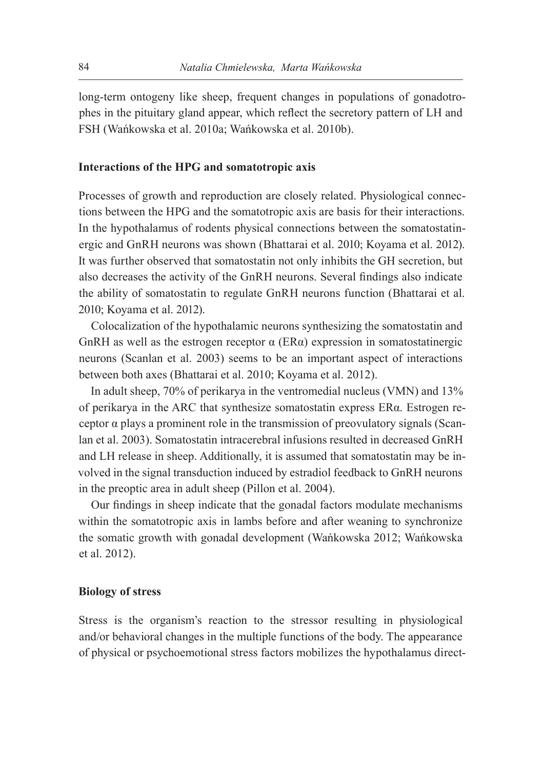long-term ontogeny like sheep, frequent changes in populations of gonadotrophes in the pituitary gland appear, which reflect the secretory pattern of LH and FSH (Wańkowska et al. 2010a; Wańkowska et al. 2010b).

### Interactions of the HPG and somatotropic axis

Processes of growth and reproduction are closely related. Physiological connections between the HPG and the somatotropic axis are basis for their interactions. In the hypothalamus of rodents physical connections between the somatostatinergic and GnRH neurons was shown (Bhattarai et al. 2010; Koyama et al. 2012). It was further observed that somatostatin not only inhibits the GH secretion, but also decreases the activity of the GnRH neurons. Several findings also indicate the ability of somatostatin to regulate GnRH neurons function (Bhattarai et al. 2010; Koyama et al. 2012).

Colocalization of the hypothalamic neurons synthesizing the somatostatin and GnRH as well as the estrogen receptor α (ERα) expression in somatostatinergic neurons (Scanlan et al. 2003) seems to be an important aspect of interactions between both axes (Bhattarai et al. 2010; Koyama et al. 2012).

In adult sheep, 70% of perikarya in the ventromedial nucleus (VMN) and 13% of perikarya in the ARC that synthesize somatostatin express ERα. Estrogen receptor α plays a prominent role in the transmission of preovulatory signals (Scanlan et al. 2003). Somatostatin intracerebral infusions resulted in decreased GnRH and LH release in sheep. Additionally, it is assumed that somatostatin may be involved in the signal transduction induced by estradiol feedback to GnRH neurons in the preoptic area in adult sheep (Pillon et al. 2004).

Our findings in sheep indicate that the gonadal factors modulate mechanisms within the somatotropic axis in lambs before and after weaning to synchronize the somatic growth with gonadal development (Wańkowska 2012; Wańkowska et al. 2012).

### Biology of stress

Stress is the organism's reaction to the stressor resulting in physiological and/or behavioral changes in the multiple functions of the body. The appearance of physical or psychoemotional stress factors mobilizes the hypothalamus direct-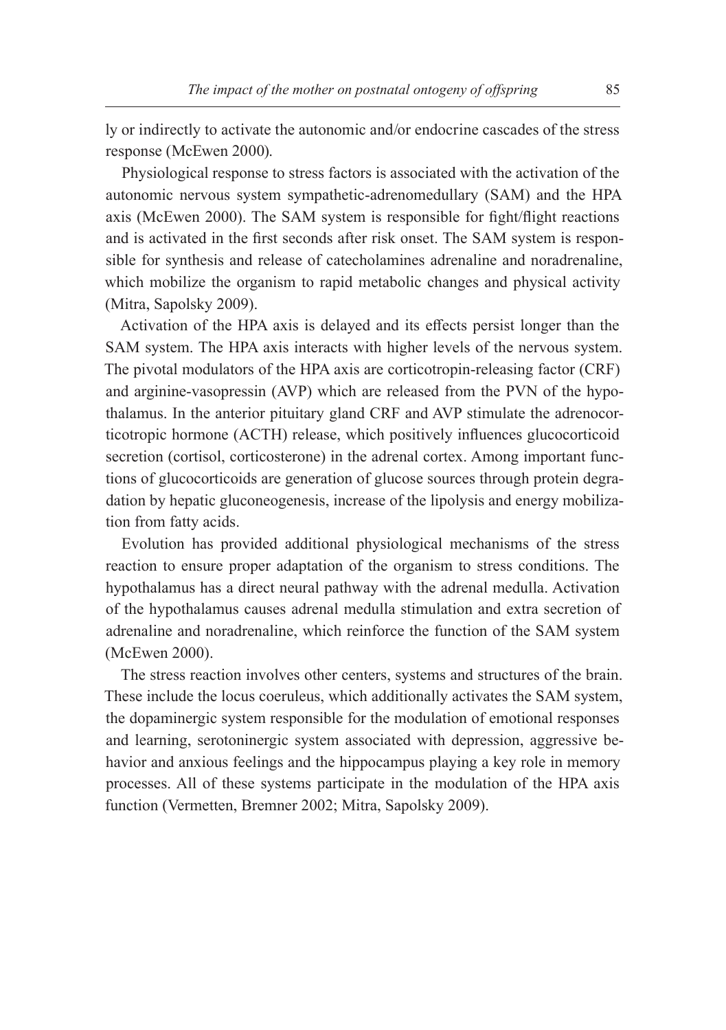ly or indirectly to activate the autonomic and/or endocrine cascades of the stress response (McEwen 2000).

Physiological response to stress factors is associated with the activation of the autonomic nervous system sympathetic-adrenomedullary (SAM) and the HPA axis (McEwen 2000). The SAM system is responsible for fight/flight reactions and is activated in the first seconds after risk onset. The SAM system is responsible for synthesis and release of catecholamines adrenaline and noradrenaline, which mobilize the organism to rapid metabolic changes and physical activity (Mitra, Sapolsky 2009).

Activation of the HPA axis is delayed and its effects persist longer than the SAM system. The HPA axis interacts with higher levels of the nervous system. The pivotal modulators of the HPA axis are corticotropin-releasing factor (CRF) and arginine-vasopressin (AVP) which are released from the PVN of the hypothalamus. In the anterior pituitary gland CRF and AVP stimulate the adrenocorticotropic hormone (ACTH) release, which positively influences glucocorticoid secretion (cortisol, corticosterone) in the adrenal cortex. Among important functions of glucocorticoids are generation of glucose sources through protein degradation by hepatic gluconeogenesis, increase of the lipolysis and energy mobilization from fatty acids.

Evolution has provided additional physiological mechanisms of the stress reaction to ensure proper adaptation of the organism to stress conditions. The hypothalamus has a direct neural pathway with the adrenal medulla. Activation of the hypothalamus causes adrenal medulla stimulation and extra secretion of adrenaline and noradrenaline, which reinforce the function of the SAM system (McEwen 2000).

The stress reaction involves other centers, systems and structures of the brain. These include the locus coeruleus, which additionally activates the SAM system, the dopaminergic system responsible for the modulation of emotional responses and learning, serotoninergic system associated with depression, aggressive behavior and anxious feelings and the hippocampus playing a key role in memory processes. All of these systems participate in the modulation of the HPA axis function (Vermetten, Bremner 2002; Mitra, Sapolsky 2009).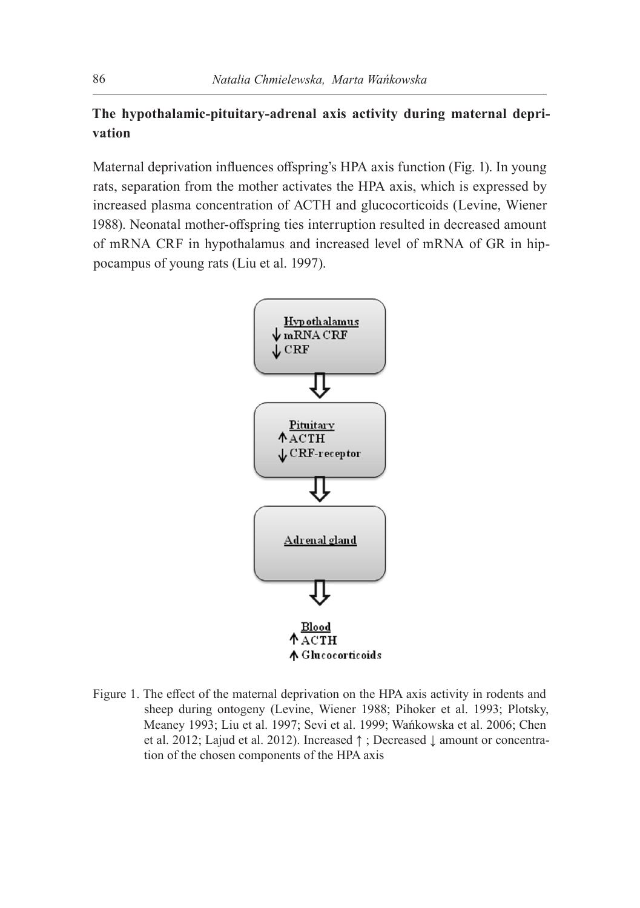## The hypothalamic-pituitary-adrenal axis activity during maternal deprivation

Maternal deprivation influences offspring's HPA axis function (Fig. 1). In young rats, separation from the mother activates the HPA axis, which is expressed by increased plasma concentration of ACTH and glucocorticoids (Levine, Wiener 1988). Neonatal mother-offspring ties interruption resulted in decreased amount of mRNA CRF in hypothalamus and increased level of mRNA of GR in hippocampus of young rats (Liu et al. 1997).

Hypothalamus
↓ mRNA CRF
↓ CRF

Pituitary
↑ ACTH
↓ CRF-receptor

Adrenal gland

Blood
↑ ACTH
↑ Glucocorticoids

Figure 1. The effect of the maternal deprivation on the HPA axis activity in rodents and sheep during ontogeny (Levine, Wiener 1988; Pihoker et al. 1993; Plotsky, Meaney 1993; Liu et al. 1997; Sevi et al. 1999; Wańkowska et al. 2006; Chen et al. 2012; Lajud et al. 2012). Increased ↑ ; Decreased ↓ amount or concentration of the chosen components of the HPA axis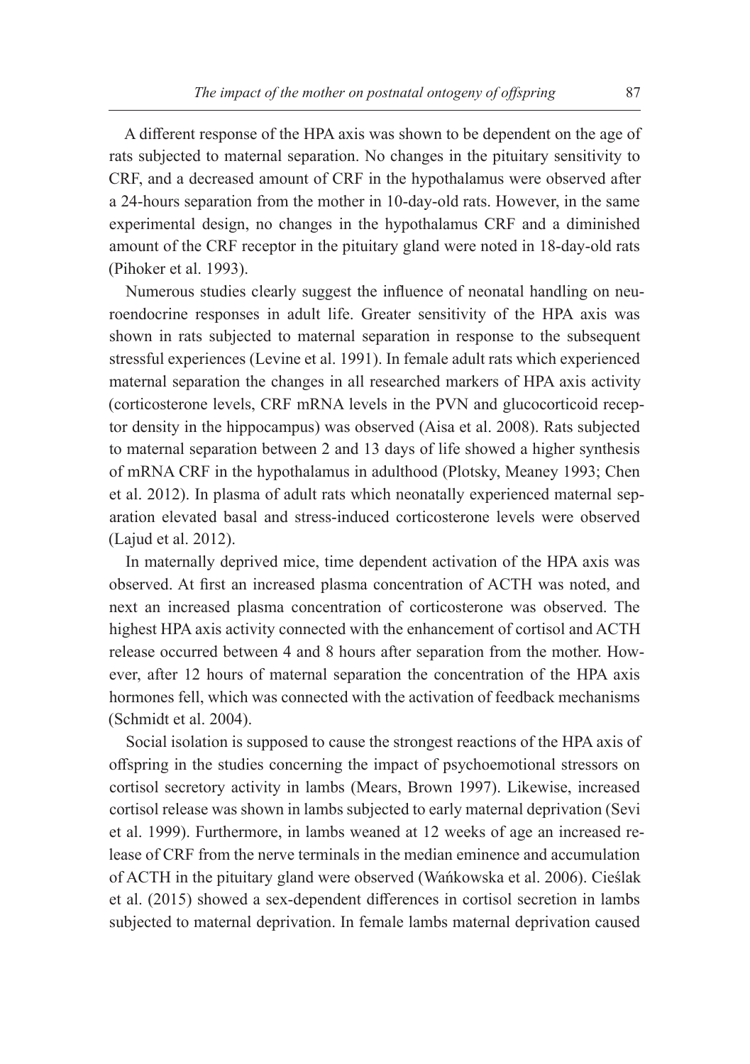A different response of the HPA axis was shown to be dependent on the age of rats subjected to maternal separation. No changes in the pituitary sensitivity to CRF, and a decreased amount of CRF in the hypothalamus were observed after a 24-hours separation from the mother in 10-day-old rats. However, in the same experimental design, no changes in the hypothalamus CRF and a diminished amount of the CRF receptor in the pituitary gland were noted in 18-day-old rats (Pihoker et al. 1993).

Numerous studies clearly suggest the influence of neonatal handling on neuroendocrine responses in adult life. Greater sensitivity of the HPA axis was shown in rats subjected to maternal separation in response to the subsequent stressful experiences (Levine et al. 1991). In female adult rats which experienced maternal separation the changes in all researched markers of HPA axis activity (corticosterone levels, CRF mRNA levels in the PVN and glucocorticoid receptor density in the hippocampus) was observed (Aisa et al. 2008). Rats subjected to maternal separation between 2 and 13 days of life showed a higher synthesis of mRNA CRF in the hypothalamus in adulthood (Plotsky, Meaney 1993; Chen et al. 2012). In plasma of adult rats which neonatally experienced maternal separation elevated basal and stress-induced corticosterone levels were observed (Lajud et al. 2012).

In maternally deprived mice, time dependent activation of the HPA axis was observed. At first an increased plasma concentration of ACTH was noted, and next an increased plasma concentration of corticosterone was observed. The highest HPA axis activity connected with the enhancement of cortisol and ACTH release occurred between 4 and 8 hours after separation from the mother. However, after 12 hours of maternal separation the concentration of the HPA axis hormones fell, which was connected with the activation of feedback mechanisms (Schmidt et al. 2004).

Social isolation is supposed to cause the strongest reactions of the HPA axis of offspring in the studies concerning the impact of psychoemotional stressors on cortisol secretory activity in lambs (Mears, Brown 1997). Likewise, increased cortisol release was shown in lambs subjected to early maternal deprivation (Sevi et al. 1999). Furthermore, in lambs weaned at 12 weeks of age an increased release of CRF from the nerve terminals in the median eminence and accumulation of ACTH in the pituitary gland were observed (Wańkowska et al. 2006). Cieślak et al. (2015) showed a sex-dependent differences in cortisol secretion in lambs subjected to maternal deprivation. In female lambs maternal deprivation caused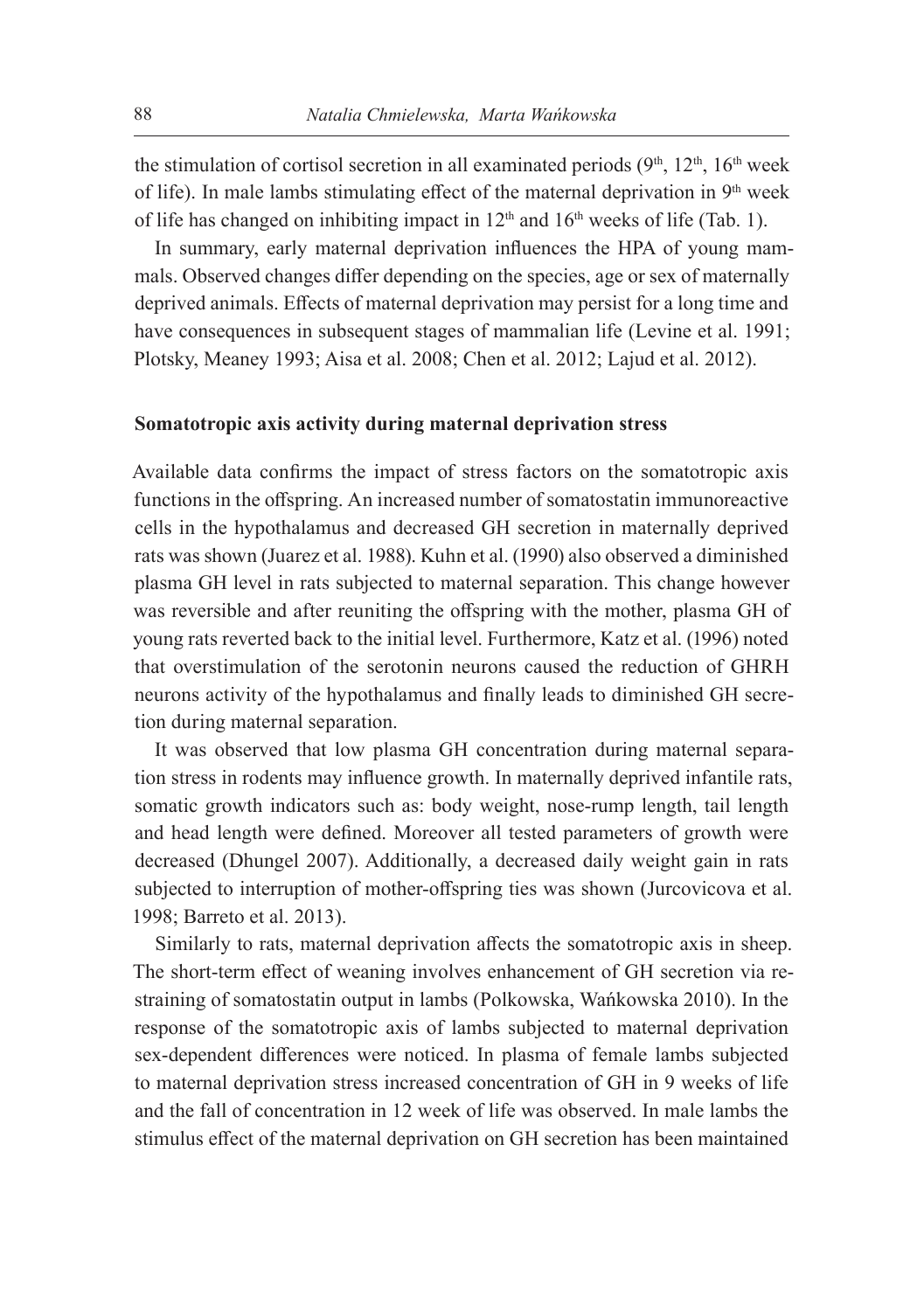the stimulation of cortisol secretion in all examinated periods ($9^{th}$, $12^{th}$, $16^{th}$ week of life). In male lambs stimulating effect of the maternal deprivation in $9^{th}$ week of life has changed on inhibiting impact in $12^{th}$ and $16^{th}$ weeks of life (Tab. 1).

In summary, early maternal deprivation influences the HPA of young mammals. Observed changes differ depending on the species, age or sex of maternally deprived animals. Effects of maternal deprivation may persist for a long time and have consequences in subsequent stages of mammalian life (Levine et al. 1991; Plotsky, Meaney 1993; Aisa et al. 2008; Chen et al. 2012; Lajud et al. 2012).

### Somatotropic axis activity during maternal deprivation stress

Available data confirms the impact of stress factors on the somatotropic axis functions in the offspring. An increased number of somatostatin immunoreactive cells in the hypothalamus and decreased GH secretion in maternally deprived rats was shown (Juarez et al. 1988). Kuhn et al. (1990) also observed a diminished plasma GH level in rats subjected to maternal separation. This change however was reversible and after reuniting the offspring with the mother, plasma GH of young rats reverted back to the initial level. Furthermore, Katz et al. (1996) noted that overstimulation of the serotonin neurons caused the reduction of GHRH neurons activity of the hypothalamus and finally leads to diminished GH secretion during maternal separation.

It was observed that low plasma GH concentration during maternal separation stress in rodents may influence growth. In maternally deprived infantile rats, somatic growth indicators such as: body weight, nose-rump length, tail length and head length were defined. Moreover all tested parameters of growth were decreased (Dhungel 2007). Additionally, a decreased daily weight gain in rats subjected to interruption of mother-offspring ties was shown (Jurcovicova et al. 1998; Barreto et al. 2013).

Similarly to rats, maternal deprivation affects the somatotropic axis in sheep. The short-term effect of weaning involves enhancement of GH secretion via restraining of somatostatin output in lambs (Polkowska, Wańkowska 2010). In the response of the somatotropic axis of lambs subjected to maternal deprivation sex-dependent differences were noticed. In plasma of female lambs subjected to maternal deprivation stress increased concentration of GH in 9 weeks of life and the fall of concentration in 12 week of life was observed. In male lambs the stimulus effect of the maternal deprivation on GH secretion has been maintained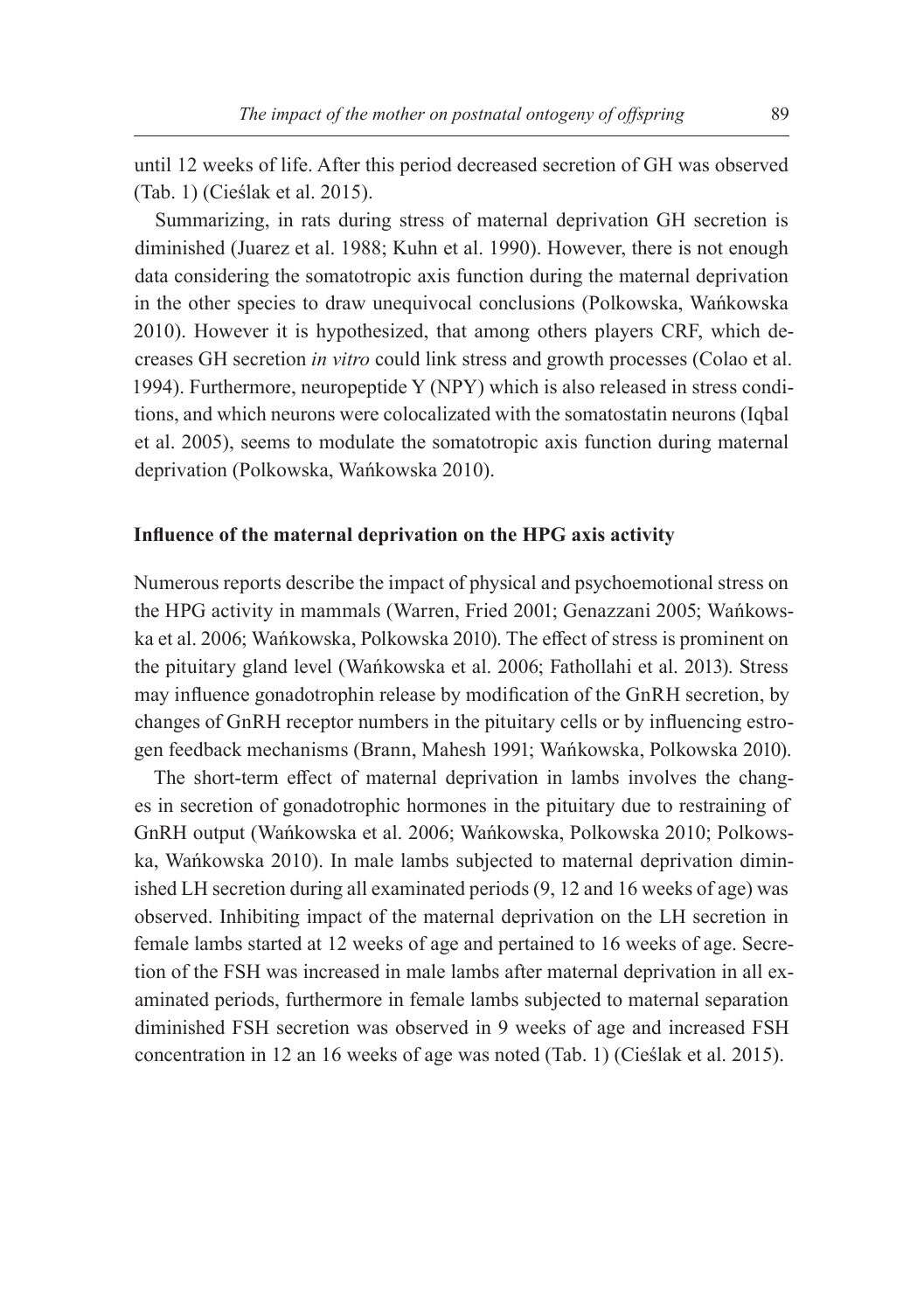until 12 weeks of life. After this period decreased secretion of GH was observed (Tab. 1) (Cieślak et al. 2015).

Summarizing, in rats during stress of maternal deprivation GH secretion is diminished (Juarez et al. 1988; Kuhn et al. 1990). However, there is not enough data considering the somatotropic axis function during the maternal deprivation in the other species to draw unequivocal conclusions (Polkowska, Wańkowska 2010). However it is hypothesized, that among others players CRF, which decreases GH secretion *in vitro* could link stress and growth processes (Colao et al. 1994). Furthermore, neuropeptide Y (NPY) which is also released in stress conditions, and which neurons were colocalizated with the somatostatin neurons (Iqbal et al. 2005), seems to modulate the somatotropic axis function during maternal deprivation (Polkowska, Wańkowska 2010).

### Influence of the maternal deprivation on the HPG axis activity

Numerous reports describe the impact of physical and psychoemotional stress on the HPG activity in mammals (Warren, Fried 2001; Genazzani 2005; Wańkowska et al. 2006; Wańkowska, Polkowska 2010). The effect of stress is prominent on the pituitary gland level (Wańkowska et al. 2006; Fathollahi et al. 2013). Stress may influence gonadotrophin release by modification of the GnRH secretion, by changes of GnRH receptor numbers in the pituitary cells or by influencing estrogen feedback mechanisms (Brann, Mahesh 1991; Wańkowska, Polkowska 2010).

The short-term effect of maternal deprivation in lambs involves the changes in secretion of gonadotrophic hormones in the pituitary due to restraining of GnRH output (Wańkowska et al. 2006; Wańkowska, Polkowska 2010; Polkowska, Wańkowska 2010). In male lambs subjected to maternal deprivation diminished LH secretion during all examinated periods (9, 12 and 16 weeks of age) was observed. Inhibiting impact of the maternal deprivation on the LH secretion in female lambs started at 12 weeks of age and pertained to 16 weeks of age. Secretion of the FSH was increased in male lambs after maternal deprivation in all examinated periods, furthermore in female lambs subjected to maternal separation diminished FSH secretion was observed in 9 weeks of age and increased FSH concentration in 12 an 16 weeks of age was noted (Tab. 1) (Cieślak et al. 2015).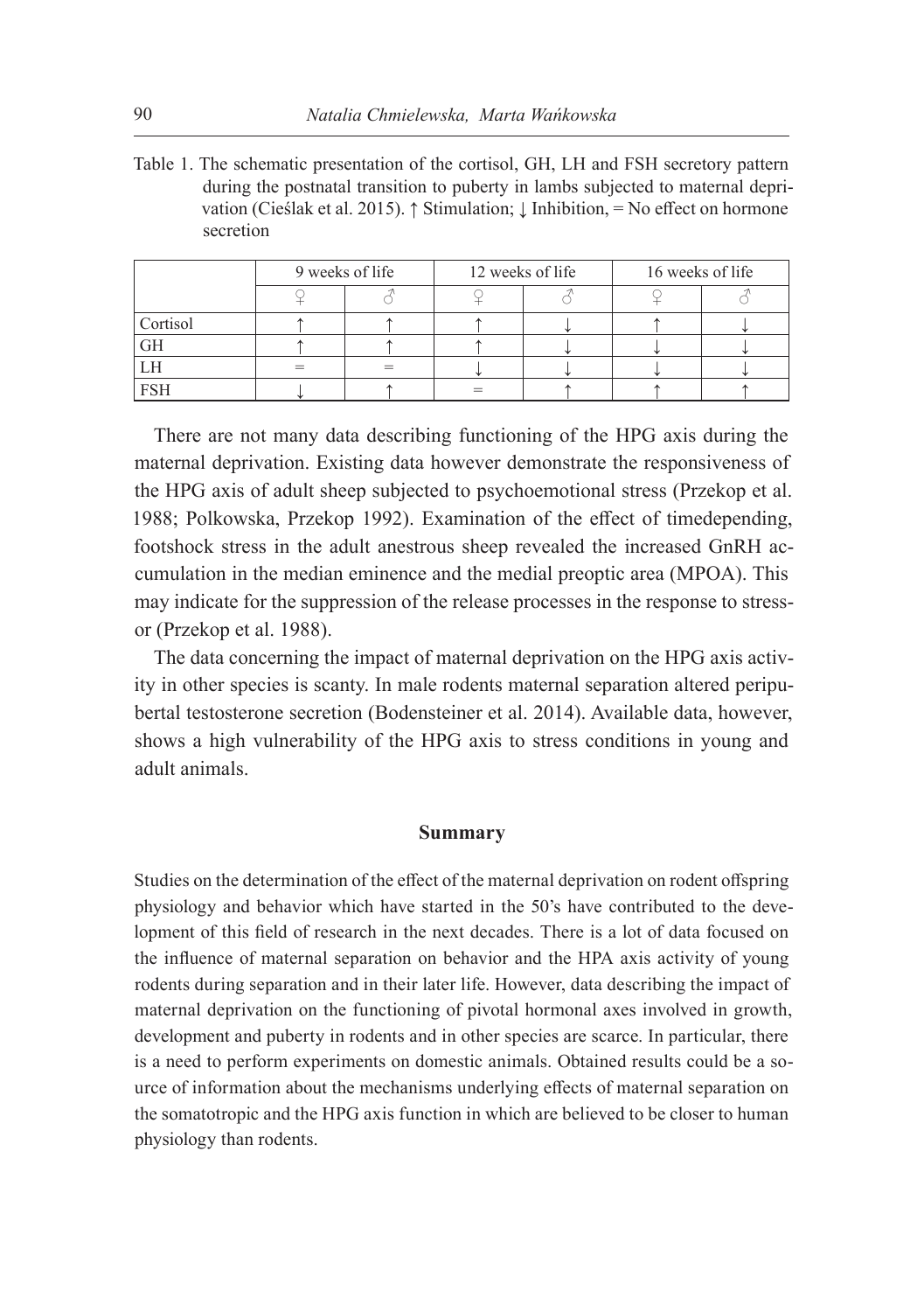Table 1. The schematic presentation of the cortisol, GH, LH and FSH secretory pattern during the postnatal transition to puberty in lambs subjected to maternal deprivation (Cieślak et al. 2015). ↑ Stimulation; ↓ Inhibition, = No effect on hormone secretion

| | 9 weeks of life | | 12 weeks of life | | 16 weeks of life | |
|---|---|---|---|---|---|---|
| | ♀ | ♂ | ♀ | ♂ | ♀ | ♂ |
| Cortisol | ↑ | ↑ | ↑ | ↓ | ↑ | ↓ |
| GH | ↑ | ↑ | ↑ | ↓ | ↓ | ↓ |
| LH | = | = | ↓ | ↓ | ↓ | ↓ |
| FSH | ↓ | ↑ | = | ↑ | ↑ | ↑ |

There are not many data describing functioning of the HPG axis during the maternal deprivation. Existing data however demonstrate the responsiveness of the HPG axis of adult sheep subjected to psychoemotional stress (Przekop et al. 1988; Polkowska, Przekop 1992). Examination of the effect of timedepending, footshock stress in the adult anestrous sheep revealed the increased GnRH accumulation in the median eminence and the medial preoptic area (MPOA). This may indicate for the suppression of the release processes in the response to stressor (Przekop et al. 1988).

The data concerning the impact of maternal deprivation on the HPG axis activity in other species is scanty. In male rodents maternal separation altered peripubertal testosterone secretion (Bodensteiner et al. 2014). Available data, however, shows a high vulnerability of the HPG axis to stress conditions in young and adult animals.

## Summary

Studies on the determination of the effect of the maternal deprivation on rodent offspring physiology and behavior which have started in the 50's have contributed to the development of this field of research in the next decades. There is a lot of data focused on the influence of maternal separation on behavior and the HPA axis activity of young rodents during separation and in their later life. However, data describing the impact of maternal deprivation on the functioning of pivotal hormonal axes involved in growth, development and puberty in rodents and in other species are scarce. In particular, there is a need to perform experiments on domestic animals. Obtained results could be a source of information about the mechanisms underlying effects of maternal separation on the somatotropic and the HPG axis function in which are believed to be closer to human physiology than rodents.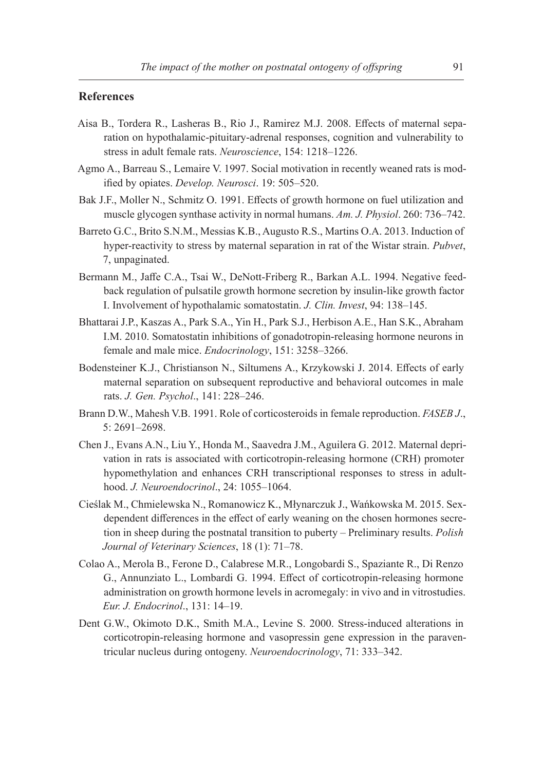## References

Aisa B., Tordera R., Lasheras B., Rio J., Ramirez M.J. 2008. Effects of maternal separation on hypothalamic-pituitary-adrenal responses, cognition and vulnerability to stress in adult female rats. *Neuroscience*, 154: 1218–1226.

Agmo A., Barreau S., Lemaire V. 1997. Social motivation in recently weaned rats is modified by opiates. *Develop. Neurosci*. 19: 505–520.

Bak J.F., Moller N., Schmitz O. 1991. Effects of growth hormone on fuel utilization and muscle glycogen synthase activity in normal humans. *Am. J. Physiol*. 260: 736–742.

Barreto G.C., Brito S.N.M., Messias K.B., Augusto R.S., Martins O.A. 2013. Induction of hyper-reactivity to stress by maternal separation in rat of the Wistar strain. *Pubvet*, 7, unpaginated.

Bermann M., Jaffe C.A., Tsai W., DeNott-Friberg R., Barkan A.L. 1994. Negative feedback regulation of pulsatile growth hormone secretion by insulin-like growth factor I. Involvement of hypothalamic somatostatin. *J. Clin. Invest*, 94: 138–145.

Bhattarai J.P., Kaszas A., Park S.A., Yin H., Park S.J., Herbison A.E., Han S.K., Abraham I.M. 2010. Somatostatin inhibitions of gonadotropin-releasing hormone neurons in female and male mice. *Endocrinology*, 151: 3258–3266.

Bodensteiner K.J., Christianson N., Siltumens A., Krzykowski J. 2014. Effects of early maternal separation on subsequent reproductive and behavioral outcomes in male rats. *J. Gen. Psychol*., 141: 228–246.

Brann D.W., Mahesh V.B. 1991. Role of corticosteroids in female reproduction. *FASEB J*., 5: 2691–2698.

Chen J., Evans A.N., Liu Y., Honda M., Saavedra J.M., Aguilera G. 2012. Maternal deprivation in rats is associated with corticotropin-releasing hormone (CRH) promoter hypomethylation and enhances CRH transcriptional responses to stress in adulthood. *J. Neuroendocrinol*., 24: 1055–1064.

Cieślak M., Chmielewska N., Romanowicz K., Młynarczuk J., Wańkowska M. 2015. Sex-dependent differences in the effect of early weaning on the chosen hormones secretion in sheep during the postnatal transition to puberty – Preliminary results. *Polish Journal of Veterinary Sciences*, 18 (1): 71–78.

Colao A., Merola B., Ferone D., Calabrese M.R., Longobardi S., Spaziante R., Di Renzo G., Annunziato L., Lombardi G. 1994. Effect of corticotropin-releasing hormone administration on growth hormone levels in acromegaly: in vivo and in vitrostudies. *Eur. J. Endocrinol*., 131: 14–19.

Dent G.W., Okimoto D.K., Smith M.A., Levine S. 2000. Stress-induced alterations in corticotropin-releasing hormone and vasopressin gene expression in the paraventricular nucleus during ontogeny. *Neuroendocrinology*, 71: 333–342.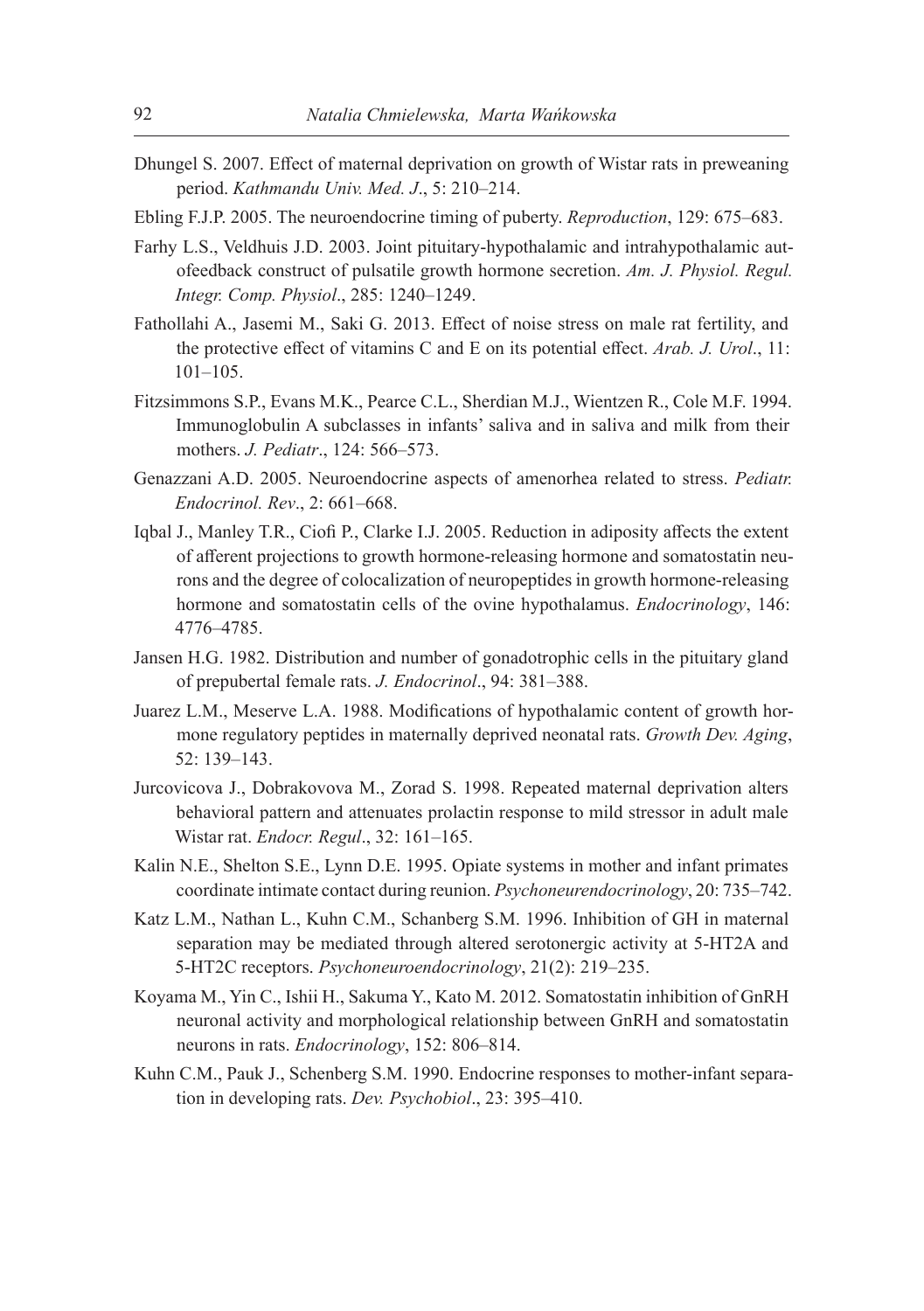Dhungel S. 2007. Effect of maternal deprivation on growth of Wistar rats in preweaning period. *Kathmandu Univ. Med. J*., 5: 210–214.

Ebling F.J.P. 2005. The neuroendocrine timing of puberty. *Reproduction*, 129: 675–683.

Farhy L.S., Veldhuis J.D. 2003. Joint pituitary-hypothalamic and intrahypothalamic autofeedback construct of pulsatile growth hormone secretion. *Am. J. Physiol. Regul. Integr. Comp. Physiol*., 285: 1240–1249.

Fathollahi A., Jasemi M., Saki G. 2013. Effect of noise stress on male rat fertility, and the protective effect of vitamins C and E on its potential effect. *Arab. J. Urol*., 11: 101–105.

Fitzsimmons S.P., Evans M.K., Pearce C.L., Sherdian M.J., Wientzen R., Cole M.F. 1994. Immunoglobulin A subclasses in infants' saliva and in saliva and milk from their mothers. *J. Pediatr*., 124: 566–573.

Genazzani A.D. 2005. Neuroendocrine aspects of amenorhea related to stress. *Pediatr. Endocrinol. Rev*., 2: 661–668.

Iqbal J., Manley T.R., Ciofi P., Clarke I.J. 2005. Reduction in adiposity affects the extent of afferent projections to growth hormone-releasing hormone and somatostatin neurons and the degree of colocalization of neuropeptides in growth hormone-releasing hormone and somatostatin cells of the ovine hypothalamus. *Endocrinology*, 146: 4776–4785.

Jansen H.G. 1982. Distribution and number of gonadotrophic cells in the pituitary gland of prepubertal female rats. *J. Endocrinol*., 94: 381–388.

Juarez L.M., Meserve L.A. 1988. Modifications of hypothalamic content of growth hormone regulatory peptides in maternally deprived neonatal rats. *Growth Dev. Aging*, 52: 139–143.

Jurcovicova J., Dobrakovova M., Zorad S. 1998. Repeated maternal deprivation alters behavioral pattern and attenuates prolactin response to mild stressor in adult male Wistar rat. *Endocr. Regul*., 32: 161–165.

Kalin N.E., Shelton S.E., Lynn D.E. 1995. Opiate systems in mother and infant primates coordinate intimate contact during reunion. *Psychoneurendocrinology*, 20: 735–742.

Katz L.M., Nathan L., Kuhn C.M., Schanberg S.M. 1996. Inhibition of GH in maternal separation may be mediated through altered serotonergic activity at 5-HT2A and 5-HT2C receptors. *Psychoneuroendocrinology*, 21(2): 219–235.

Koyama M., Yin C., Ishii H., Sakuma Y., Kato M. 2012. Somatostatin inhibition of GnRH neuronal activity and morphological relationship between GnRH and somatostatin neurons in rats. *Endocrinology*, 152: 806–814.

Kuhn C.M., Pauk J., Schenberg S.M. 1990. Endocrine responses to mother-infant separation in developing rats. *Dev. Psychobiol*., 23: 395–410.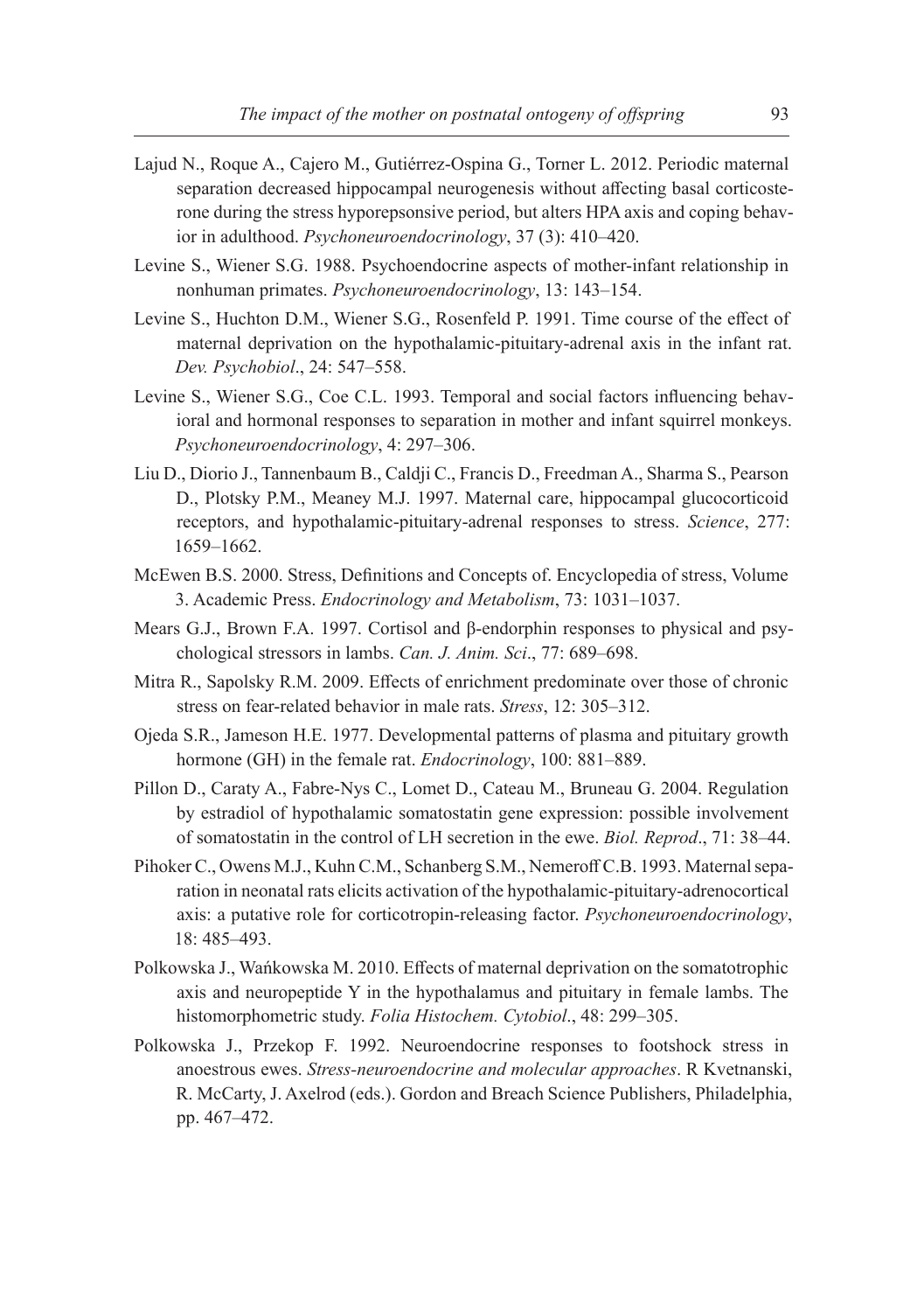Lajud N., Roque A., Cajero M., Gutiérrez-Ospina G., Torner L. 2012. Periodic maternal separation decreased hippocampal neurogenesis without affecting basal corticosterone during the stress hyporepsonsive period, but alters HPA axis and coping behavior in adulthood. *Psychoneuroendocrinology*, 37 (3): 410–420.

Levine S., Wiener S.G. 1988. Psychoendocrine aspects of mother-infant relationship in nonhuman primates. *Psychoneuroendocrinology*, 13: 143–154.

Levine S., Huchton D.M., Wiener S.G., Rosenfeld P. 1991. Time course of the effect of maternal deprivation on the hypothalamic-pituitary-adrenal axis in the infant rat. *Dev. Psychobiol*., 24: 547–558.

Levine S., Wiener S.G., Coe C.L. 1993. Temporal and social factors influencing behavioral and hormonal responses to separation in mother and infant squirrel monkeys. *Psychoneuroendocrinology*, 4: 297–306.

Liu D., Diorio J., Tannenbaum B., Caldji C., Francis D., Freedman A., Sharma S., Pearson D., Plotsky P.M., Meaney M.J. 1997. Maternal care, hippocampal glucocorticoid receptors, and hypothalamic-pituitary-adrenal responses to stress. *Science*, 277: 1659–1662.

McEwen B.S. 2000. Stress, Definitions and Concepts of. Encyclopedia of stress, Volume 3. Academic Press. *Endocrinology and Metabolism*, 73: 1031–1037.

Mears G.J., Brown F.A. 1997. Cortisol and β-endorphin responses to physical and psychological stressors in lambs. *Can. J. Anim. Sci*., 77: 689–698.

Mitra R., Sapolsky R.M. 2009. Effects of enrichment predominate over those of chronic stress on fear-related behavior in male rats. *Stress*, 12: 305–312.

Ojeda S.R., Jameson H.E. 1977. Developmental patterns of plasma and pituitary growth hormone (GH) in the female rat. *Endocrinology*, 100: 881–889.

Pillon D., Caraty A., Fabre-Nys C., Lomet D., Cateau M., Bruneau G. 2004. Regulation by estradiol of hypothalamic somatostatin gene expression: possible involvement of somatostatin in the control of LH secretion in the ewe. *Biol. Reprod*., 71: 38–44.

Pihoker C., Owens M.J., Kuhn C.M., Schanberg S.M., Nemeroff C.B. 1993. Maternal separation in neonatal rats elicits activation of the hypothalamic-pituitary-adrenocortical axis: a putative role for corticotropin-releasing factor. *Psychoneuroendocrinology*, 18: 485–493.

Polkowska J., Wańkowska M. 2010. Effects of maternal deprivation on the somatotrophic axis and neuropeptide Y in the hypothalamus and pituitary in female lambs. The histomorphometric study. *Folia Histochem. Cytobiol*., 48: 299–305.

Polkowska J., Przekop F. 1992. Neuroendocrine responses to footshock stress in anoestrous ewes. *Stress-neuroendocrine and molecular approaches*. R Kvetnanski, R. McCarty, J. Axelrod (eds.). Gordon and Breach Science Publishers, Philadelphia, pp. 467–472.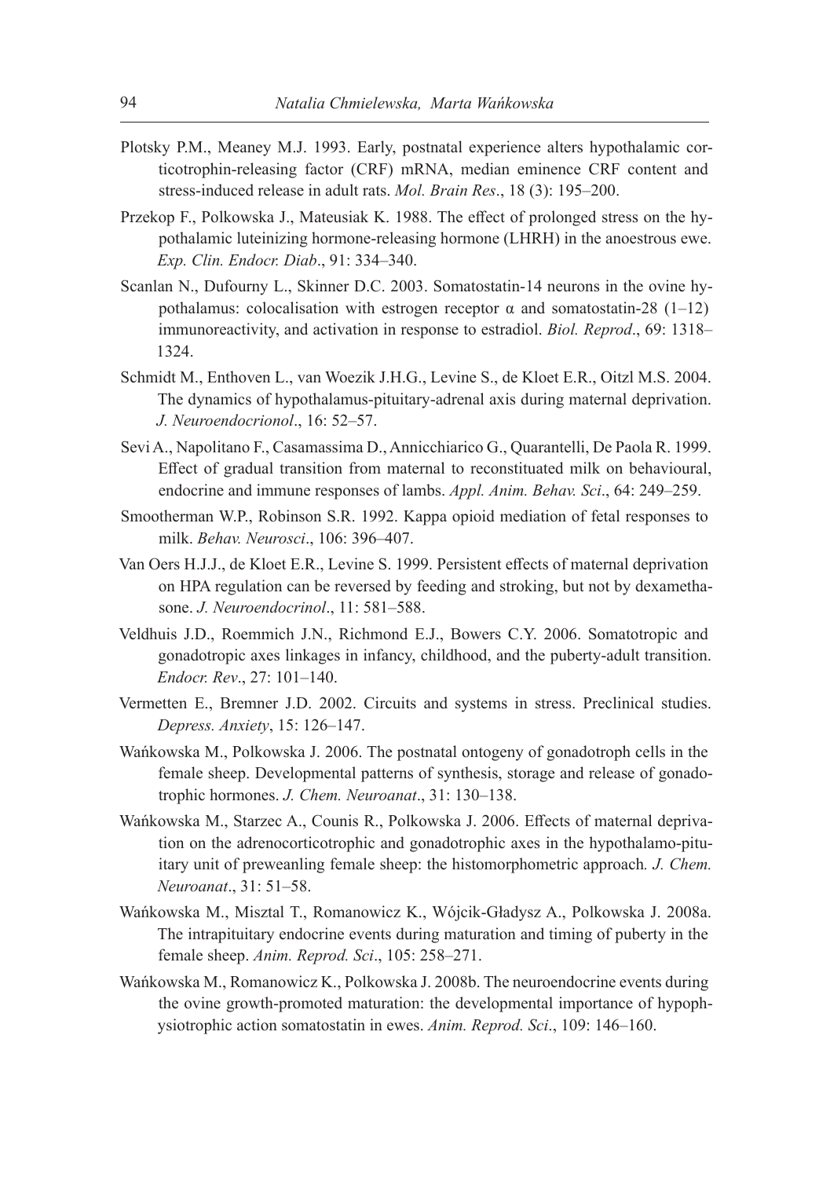Plotsky P.M., Meaney M.J. 1993. Early, postnatal experience alters hypothalamic corticotrophin-releasing factor (CRF) mRNA, median eminence CRF content and stress-induced release in adult rats. *Mol. Brain Res*., 18 (3): 195–200.

Przekop F., Polkowska J., Mateusiak K. 1988. The effect of prolonged stress on the hypothalamic luteinizing hormone-releasing hormone (LHRH) in the anoestrous ewe. *Exp. Clin. Endocr. Diab*., 91: 334–340.

Scanlan N., Dufourny L., Skinner D.C. 2003. Somatostatin-14 neurons in the ovine hypothalamus: colocalisation with estrogen receptor α and somatostatin-28 (1–12) immunoreactivity, and activation in response to estradiol. *Biol. Reprod*., 69: 1318–1324.

Schmidt M., Enthoven L., van Woezik J.H.G., Levine S., de Kloet E.R., Oitzl M.S. 2004. The dynamics of hypothalamus-pituitary-adrenal axis during maternal deprivation. *J. Neuroendocrionol*., 16: 52–57.

Sevi A., Napolitano F., Casamassima D., Annicchiarico G., Quarantelli, De Paola R. 1999. Effect of gradual transition from maternal to reconstituated milk on behavioural, endocrine and immune responses of lambs. *Appl. Anim. Behav. Sci*., 64: 249–259.

Smootherman W.P., Robinson S.R. 1992. Kappa opioid mediation of fetal responses to milk. *Behav. Neurosci*., 106: 396–407.

Van Oers H.J.J., de Kloet E.R., Levine S. 1999. Persistent effects of maternal deprivation on HPA regulation can be reversed by feeding and stroking, but not by dexamethasone. *J. Neuroendocrinol*., 11: 581–588.

Veldhuis J.D., Roemmich J.N., Richmond E.J., Bowers C.Y. 2006. Somatotropic and gonadotropic axes linkages in infancy, childhood, and the puberty-adult transition. *Endocr. Rev*., 27: 101–140.

Vermetten E., Bremner J.D. 2002. Circuits and systems in stress. Preclinical studies. *Depress. Anxiety*, 15: 126–147.

Wańkowska M., Polkowska J. 2006. The postnatal ontogeny of gonadotroph cells in the female sheep. Developmental patterns of synthesis, storage and release of gonadotrophic hormones. *J. Chem. Neuroanat*., 31: 130–138.

Wańkowska M., Starzec A., Counis R., Polkowska J. 2006. Effects of maternal deprivation on the adrenocorticotrophic and gonadotrophic axes in the hypothalamo-pituitary unit of preweanling female sheep: the histomorphometric approach. *J. Chem. Neuroanat*., 31: 51–58.

Wańkowska M., Misztal T., Romanowicz K., Wójcik-Gładysz A., Polkowska J. 2008a. The intrapituitary endocrine events during maturation and timing of puberty in the female sheep. *Anim. Reprod. Sci*., 105: 258–271.

Wańkowska M., Romanowicz K., Polkowska J. 2008b. The neuroendocrine events during the ovine growth-promoted maturation: the developmental importance of hypophysiotrophic action somatostatin in ewes. *Anim. Reprod. Sci*., 109: 146–160.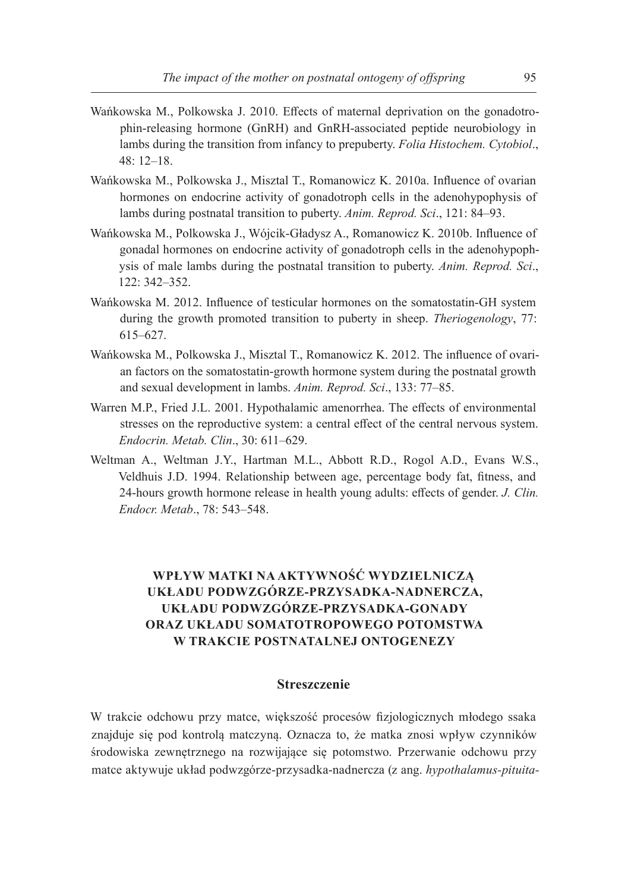Wańkowska M., Polkowska J. 2010. Effects of maternal deprivation on the gonadotrophin-releasing hormone (GnRH) and GnRH-associated peptide neurobiology in lambs during the transition from infancy to prepuberty. *Folia Histochem. Cytobiol*., 48: 12–18.

Wańkowska M., Polkowska J., Misztal T., Romanowicz K. 2010a. Influence of ovarian hormones on endocrine activity of gonadotroph cells in the adenohypophysis of lambs during postnatal transition to puberty. *Anim. Reprod. Sci*., 121: 84–93.

Wańkowska M., Polkowska J., Wójcik-Gładysz A., Romanowicz K. 2010b. Influence of gonadal hormones on endocrine activity of gonadotroph cells in the adenohypophysis of male lambs during the postnatal transition to puberty. *Anim. Reprod. Sci*., 122: 342–352.

Wańkowska M. 2012. Influence of testicular hormones on the somatostatin-GH system during the growth promoted transition to puberty in sheep. *Theriogenology*, 77: 615–627.

Wańkowska M., Polkowska J., Misztal T., Romanowicz K. 2012. The influence of ovarian factors on the somatostatin-growth hormone system during the postnatal growth and sexual development in lambs. *Anim. Reprod. Sci*., 133: 77–85.

Warren M.P., Fried J.L. 2001. Hypothalamic amenorrhea. The effects of environmental stresses on the reproductive system: a central effect of the central nervous system. *Endocrin. Metab. Clin*., 30: 611–629.

Weltman A., Weltman J.Y., Hartman M.L., Abbott R.D., Rogol A.D., Evans W.S., Veldhuis J.D. 1994. Relationship between age, percentage body fat, fitness, and 24-hours growth hormone release in health young adults: effects of gender. *J. Clin. Endocr. Metab*., 78: 543–548.

## WPŁYW MATKI NA AKTYWNOŚĆ WYDZIELNICZĄ UKŁADU PODWZGÓRZE-PRZYSADKA-NADNERCZA, UKŁADU PODWZGÓRZE-PRZYSADKA-GONADY ORAZ UKŁADU SOMATOTROPOWEGO POTOMSTWA W TRAKCIE POSTNATALNEJ ONTOGENEZY

### Streszczenie

W trakcie odchowu przy matce, większość procesów fizjologicznych młodego ssaka znajduje się pod kontrolą matczyną. Oznacza to, że matka znosi wpływ czynników środowiska zewnętrznego na rozwijające się potomstwo. Przerwanie odchowu przy matce aktywuje układ podwzgórze-przysadka-nadnercza (z ang. *hypothalamus-pituita-*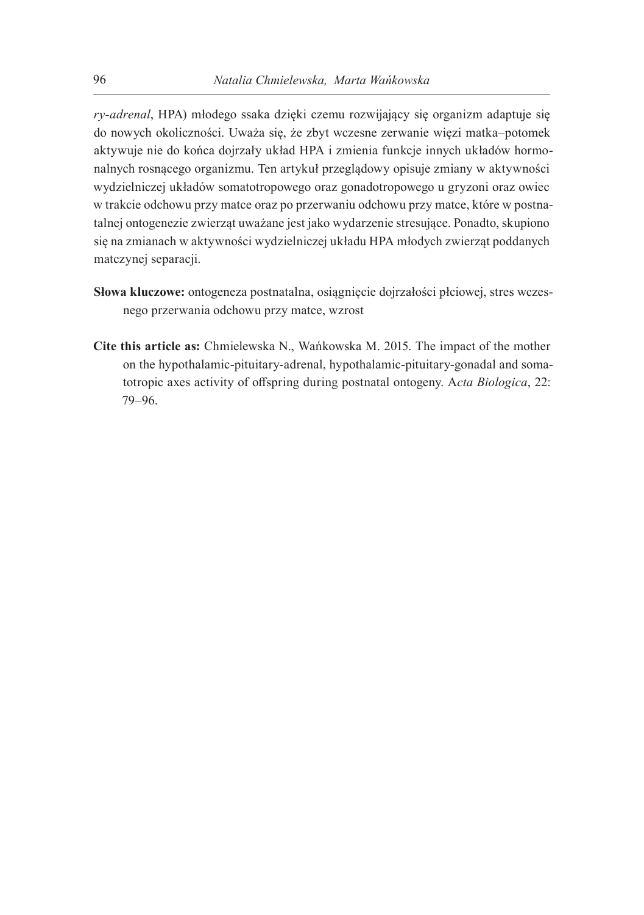*ry-adrenal*, HPA) młodego ssaka dzięki czemu rozwijający się organizm adaptuje się do nowych okoliczności. Uważa się, że zbyt wczesne zerwanie więzi matka–potomek aktywuje nie do końca dojrzały układ HPA i zmienia funkcje innych układów hormonalnych rosnącego organizmu. Ten artykuł przeglądowy opisuje zmiany w aktywności wydzielniczej układów somatotropowego oraz gonadotropowego u gryzoni oraz owiec w trakcie odchowu przy matce oraz po przerwaniu odchowu przy matce, które w postnatalnej ontogenezie zwierząt uważane jest jako wydarzenie stresujące. Ponadto, skupiono się na zmianach w aktywności wydzielniczej układu HPA młodych zwierząt poddanych matczynej separacji.

**Słowa kluczowe:** ontogeneza postnatalna, osiągnięcie dojrzałości płciowej, stres wczesnego przerwania odchowu przy matce, wzrost

**Cite this article as:** Chmielewska N., Wańkowska M. 2015. The impact of the mother on the hypothalamic-pituitary-adrenal, hypothalamic-pituitary-gonadal and somatotropic axes activity of offspring during postnatal ontogeny. A*cta Biologica*, 22: 79–96.